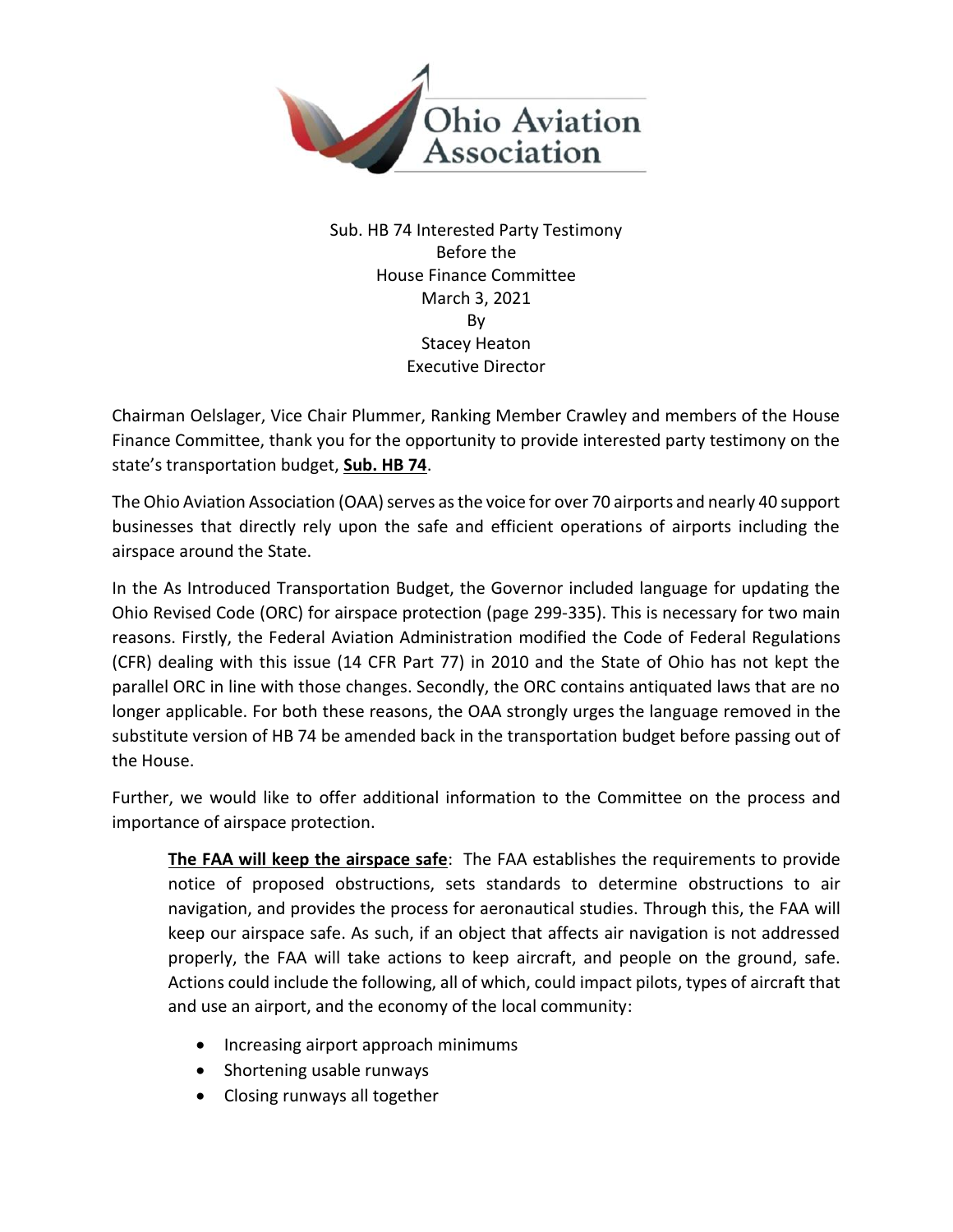Ohio Aviation Association

Sub. HB 74 Interested Party Testimony
Before the
House Finance Committee
March 3, 2021
By
Stacey Heaton
Executive Director

Chairman Oelslager, Vice Chair Plummer, Ranking Member Crawley and members of the House Finance Committee, thank you for the opportunity to provide interested party testimony on the state's transportation budget, **Sub. HB 74**.

The Ohio Aviation Association (OAA) serves as the voice for over 70 airports and nearly 40 support businesses that directly rely upon the safe and efficient operations of airports including the airspace around the State.

In the As Introduced Transportation Budget, the Governor included language for updating the Ohio Revised Code (ORC) for airspace protection (page 299-335). This is necessary for two main reasons. Firstly, the Federal Aviation Administration modified the Code of Federal Regulations (CFR) dealing with this issue (14 CFR Part 77) in 2010 and the State of Ohio has not kept the parallel ORC in line with those changes. Secondly, the ORC contains antiquated laws that are no longer applicable. For both these reasons, the OAA strongly urges the language removed in the substitute version of HB 74 be amended back in the transportation budget before passing out of the House.

Further, we would like to offer additional information to the Committee on the process and importance of airspace protection.

> **The FAA will keep the airspace safe**: The FAA establishes the requirements to provide notice of proposed obstructions, sets standards to determine obstructions to air navigation, and provides the process for aeronautical studies. Through this, the FAA will keep our airspace safe. As such, if an object that affects air navigation is not addressed properly, the FAA will take actions to keep aircraft, and people on the ground, safe. Actions could include the following, all of which, could impact pilots, types of aircraft that and use an airport, and the economy of the local community:
>
> - Increasing airport approach minimums
> - Shortening usable runways
> - Closing runways all together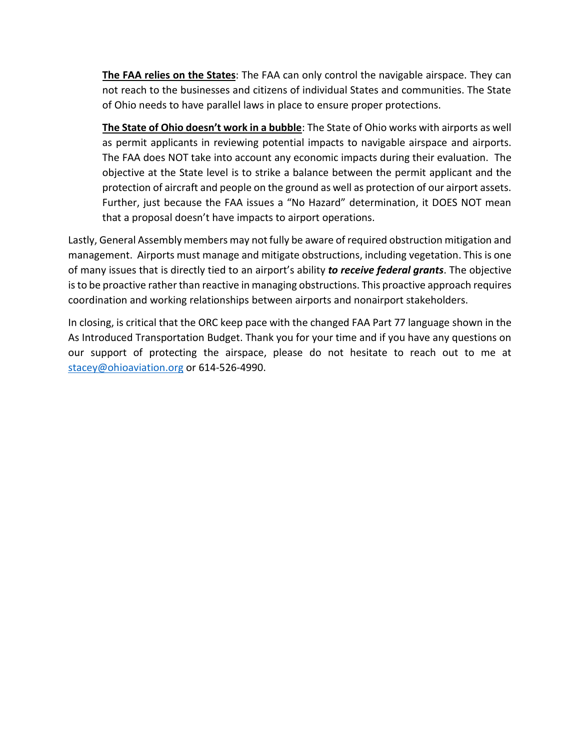**<u>The FAA relies on the States</u>**: The FAA can only control the navigable airspace. They can not reach to the businesses and citizens of individual States and communities. The State of Ohio needs to have parallel laws in place to ensure proper protections.

**<u>The State of Ohio doesn't work in a bubble</u>**: The State of Ohio works with airports as well as permit applicants in reviewing potential impacts to navigable airspace and airports. The FAA does NOT take into account any economic impacts during their evaluation. The objective at the State level is to strike a balance between the permit applicant and the protection of aircraft and people on the ground as well as protection of our airport assets. Further, just because the FAA issues a "No Hazard" determination, it DOES NOT mean that a proposal doesn't have impacts to airport operations.

Lastly, General Assembly members may not fully be aware of required obstruction mitigation and management. Airports must manage and mitigate obstructions, including vegetation. This is one of many issues that is directly tied to an airport's ability ***to receive federal grants***. The objective is to be proactive rather than reactive in managing obstructions. This proactive approach requires coordination and working relationships between airports and nonairport stakeholders.

In closing, is critical that the ORC keep pace with the changed FAA Part 77 language shown in the As Introduced Transportation Budget. Thank you for your time and if you have any questions on our support of protecting the airspace, please do not hesitate to reach out to me at stacey@ohioaviation.org or 614-526-4990.